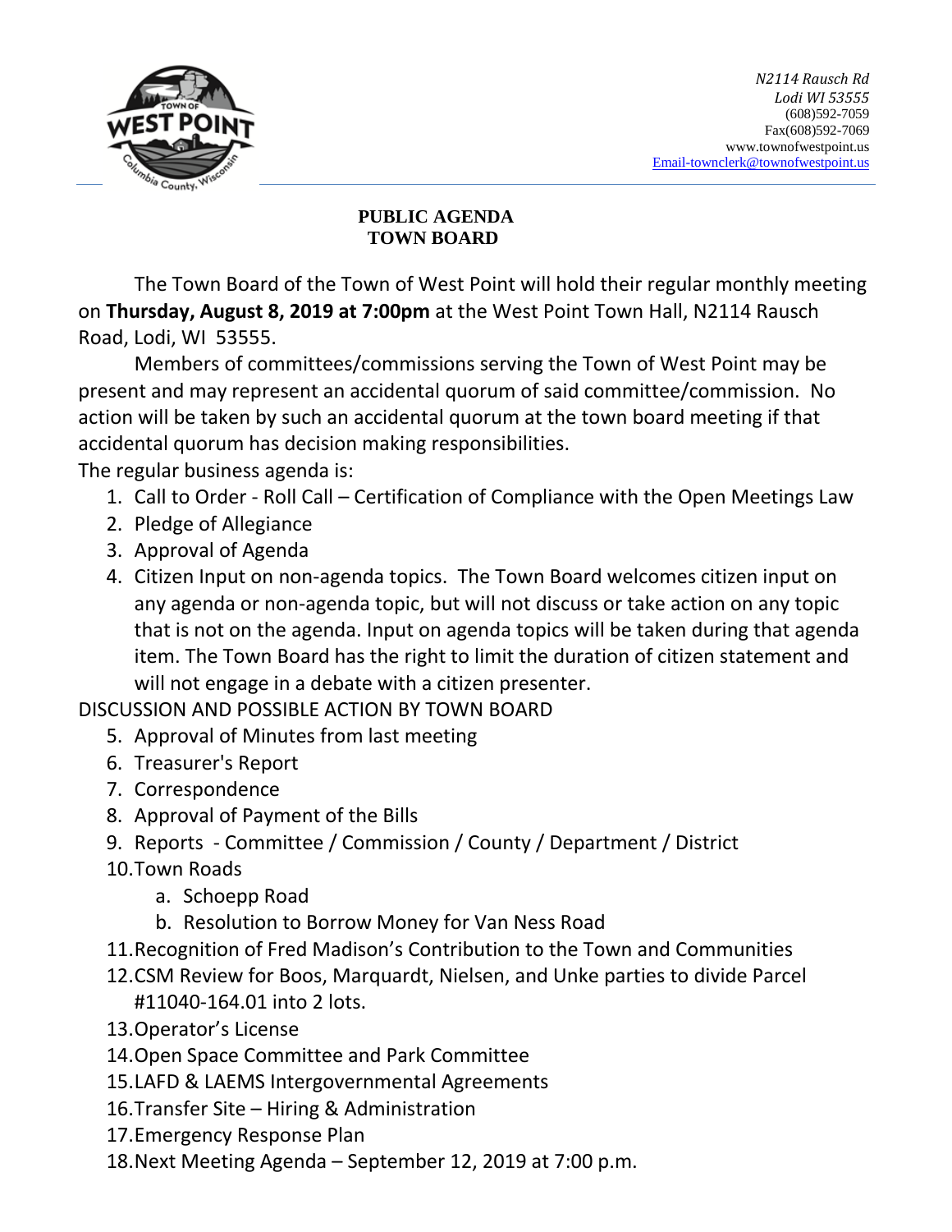*N2114 Rausch Rd*
*Lodi WI 53555*
(608)592-7059
Fax(608)592-7069
www.townofwestpoint.us
Email-townclerk@townofwestpoint.us

**PUBLIC AGENDA**
**TOWN BOARD**

The Town Board of the Town of West Point will hold their regular monthly meeting on **Thursday, August 8, 2019 at 7:00pm** at the West Point Town Hall, N2114 Rausch Road, Lodi, WI 53555.

Members of committees/commissions serving the Town of West Point may be present and may represent an accidental quorum of said committee/commission. No action will be taken by such an accidental quorum at the town board meeting if that accidental quorum has decision making responsibilities.

The regular business agenda is:

1. Call to Order - Roll Call – Certification of Compliance with the Open Meetings Law
2. Pledge of Allegiance
3. Approval of Agenda
4. Citizen Input on non-agenda topics. The Town Board welcomes citizen input on any agenda or non-agenda topic, but will not discuss or take action on any topic that is not on the agenda. Input on agenda topics will be taken during that agenda item. The Town Board has the right to limit the duration of citizen statement and will not engage in a debate with a citizen presenter.

DISCUSSION AND POSSIBLE ACTION BY TOWN BOARD

5. Approval of Minutes from last meeting
6. Treasurer's Report
7. Correspondence
8. Approval of Payment of the Bills
9. Reports - Committee / Commission / County / Department / District
10. Town Roads
    a. Schoepp Road
    b. Resolution to Borrow Money for Van Ness Road
11. Recognition of Fred Madison's Contribution to the Town and Communities
12. CSM Review for Boos, Marquardt, Nielsen, and Unke parties to divide Parcel #11040-164.01 into 2 lots.
13. Operator's License
14. Open Space Committee and Park Committee
15. LAFD & LAEMS Intergovernmental Agreements
16. Transfer Site – Hiring & Administration
17. Emergency Response Plan
18. Next Meeting Agenda – September 12, 2019 at 7:00 p.m.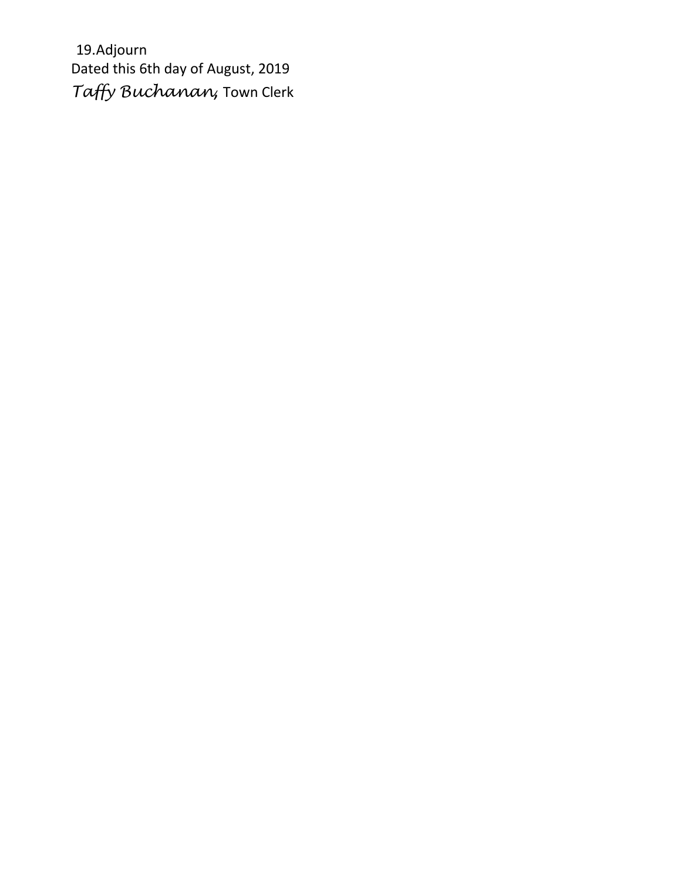19.Adjourn

Dated this 6th day of August, 2019

*Taffy Buchanan,* Town Clerk